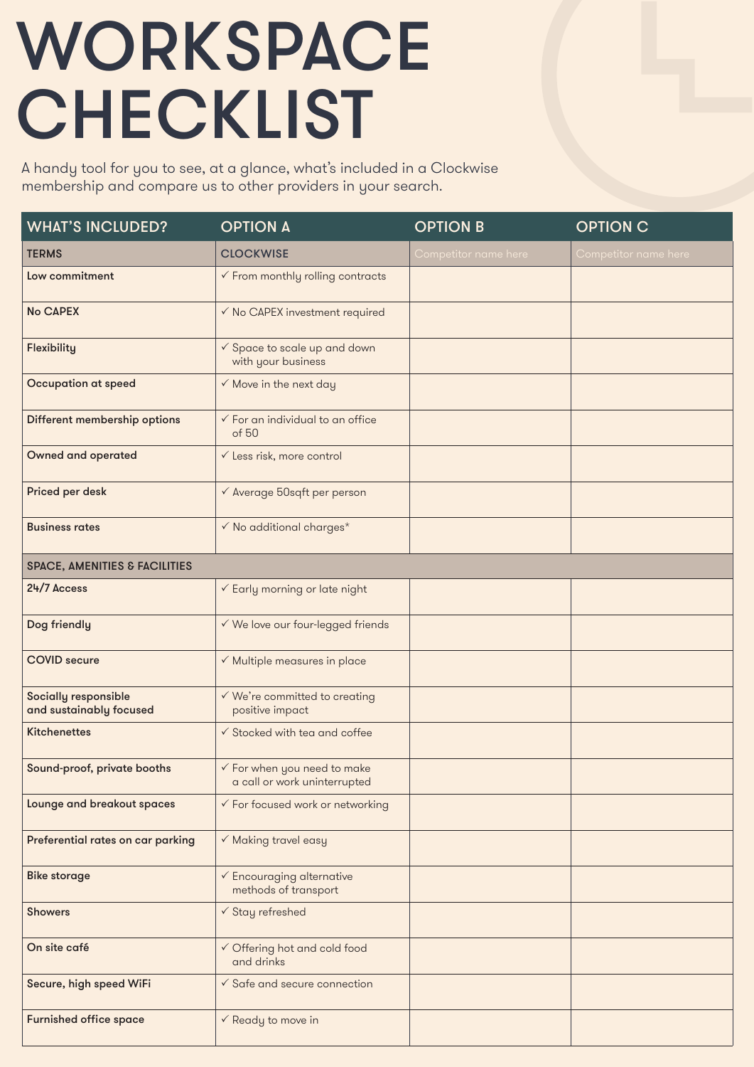# WORKSPACE CHECKLIST

A handy tool for you to see, at a glance, what's included in a Clockwise membership and compare us to other providers in your search.

| WHAT'S INCLUDED? | OPTION A | OPTION B | OPTION C |
|---|---|---|---|
| **TERMS** | **CLOCKWISE** | Competitor name here | Competitor name here |
| **Low commitment** | ✓ From monthly rolling contracts | | |
| **No CAPEX** | ✓ No CAPEX investment required | | |
| **Flexibility** | ✓ Space to scale up and down with your business | | |
| **Occupation at speed** | ✓ Move in the next day | | |
| **Different membership options** | ✓ For an individual to an office of 50 | | |
| **Owned and operated** | ✓ Less risk, more control | | |
| **Priced per desk** | ✓ Average 50sqft per person | | |
| **Business rates** | ✓ No additional charges* | | |
| **SPACE, AMENITIES & FACILITIES** | | | |
| **24/7 Access** | ✓ Early morning or late night | | |
| **Dog friendly** | ✓ We love our four-legged friends | | |
| **COVID secure** | ✓ Multiple measures in place | | |
| **Socially responsible and sustainably focused** | ✓ We're committed to creating positive impact | | |
| **Kitchenettes** | ✓ Stocked with tea and coffee | | |
| **Sound-proof, private booths** | ✓ For when you need to make a call or work uninterrupted | | |
| **Lounge and breakout spaces** | ✓ For focused work or networking | | |
| **Preferential rates on car parking** | ✓ Making travel easy | | |
| **Bike storage** | ✓ Encouraging alternative methods of transport | | |
| **Showers** | ✓ Stay refreshed | | |
| **On site café** | ✓ Offering hot and cold food and drinks | | |
| **Secure, high speed WiFi** | ✓ Safe and secure connection | | |
| **Furnished office space** | ✓ Ready to move in | | |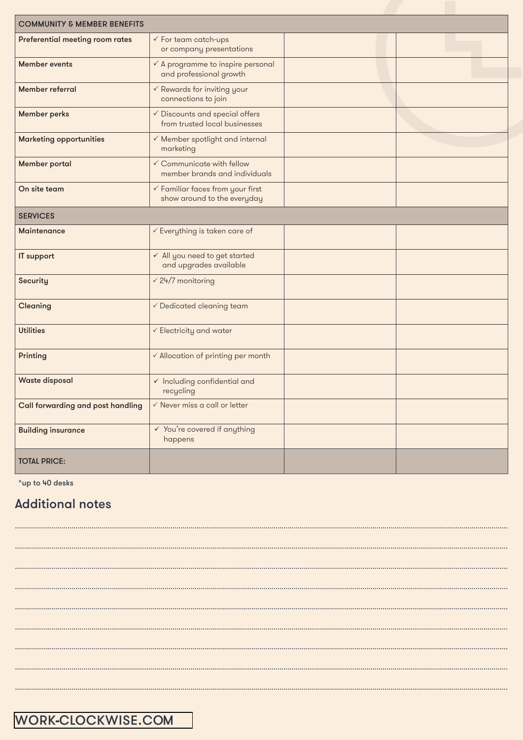| | | | |
|---|---|---|---|
| COMMUNITY & MEMBER BENEFITS | | | |
| **Preferential meeting room rates** | ✓ For team catch-ups or company presentations | | |
| **Member events** | ✓ A programme to inspire personal and professional growth | | |
| **Member referral** | ✓ Rewards for inviting your connections to join | | |
| **Member perks** | ✓ Discounts and special offers from trusted local businesses | | |
| **Marketing opportunities** | ✓ Member spotlight and internal marketing | | |
| **Member portal** | ✓ Communicate with fellow member brands and individuals | | |
| **On site team** | ✓ Familiar faces from your first show around to the everyday | | |
| SERVICES | | | |
| **Maintenance** | ✓ Everything is taken care of | | |
| **IT support** | ✓ All you need to get started and upgrades available | | |
| **Security** | ✓ 24/7 monitoring | | |
| **Cleaning** | ✓ Dedicated cleaning team | | |
| **Utilities** | ✓ Electricity and water | | |
| **Printing** | ✓ Allocation of printing per month | | |
| **Waste disposal** | ✓ Including confidential and recycling | | |
| **Call forwarding and post handling** | ✓ Never miss a call or letter | | |
| **Building insurance** | ✓ You're covered if anything happens | | |
| **TOTAL PRICE:** | | | |

*up to 40 desks

## Additional notes

WORK-CLOCKWISE.COM